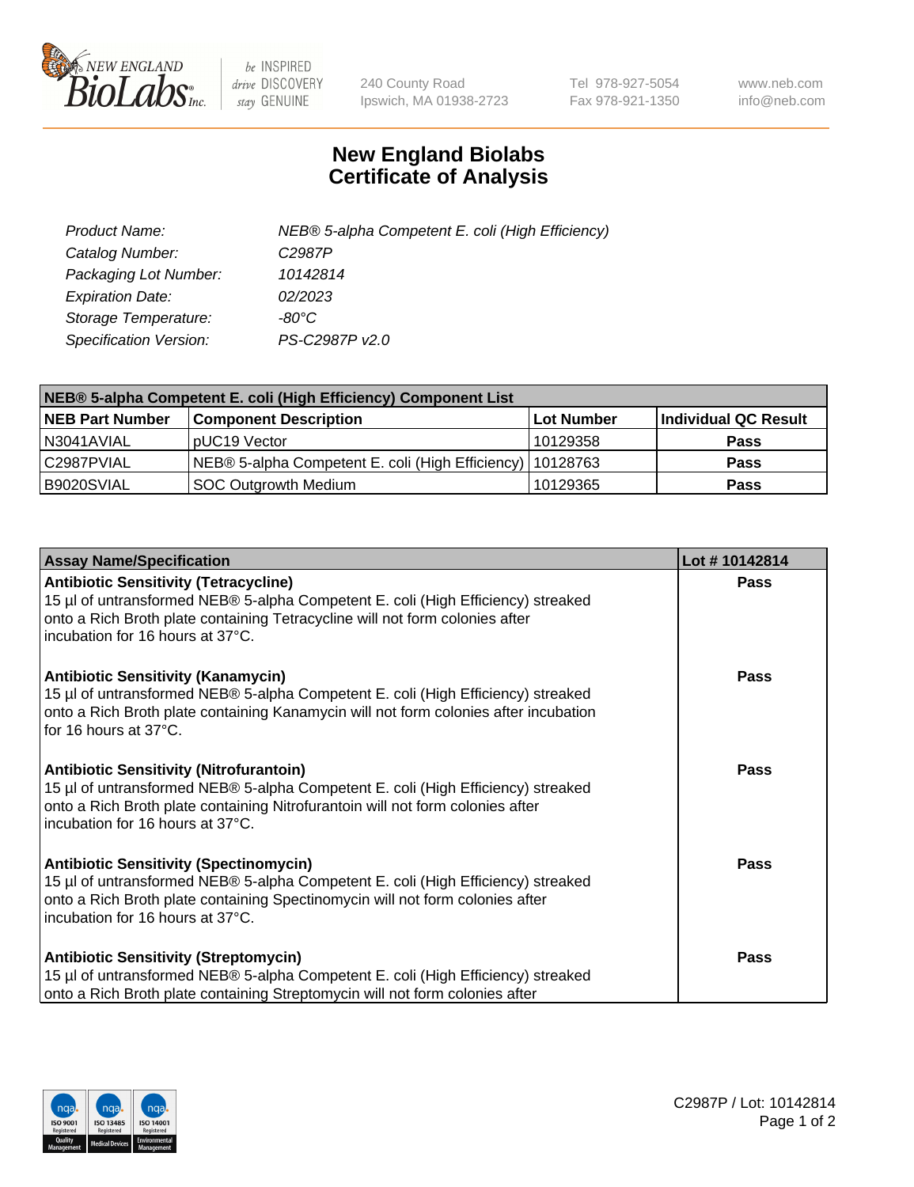New England BioLabs Inc. — be INSPIRED drive DISCOVERY stay GENUINE

240 County Road
Ipswich, MA 01938-2723

Tel 978-927-5054
Fax 978-921-1350

www.neb.com
info@neb.com

# New England Biolabs
# Certificate of Analysis

| | |
|---|---|
| *Product Name:* | *NEB® 5-alpha Competent E. coli (High Efficiency)* |
| *Catalog Number:* | *C2987P* |
| *Packaging Lot Number:* | *10142814* |
| *Expiration Date:* | *02/2023* |
| *Storage Temperature:* | *-80°C* |
| *Specification Version:* | *PS-C2987P v2.0* |

| NEB® 5-alpha Competent E. coli (High Efficiency) Component List | | | |
|---|---|---|---|
| **NEB Part Number** | **Component Description** | **Lot Number** | **Individual QC Result** |
| N3041AVIAL | pUC19 Vector | 10129358 | **Pass** |
| C2987PVIAL | NEB® 5-alpha Competent E. coli (High Efficiency) | 10128763 | **Pass** |
| B9020SVIAL | SOC Outgrowth Medium | 10129365 | **Pass** |

| Assay Name/Specification | Lot # 10142814 |
|---|---|
| **Antibiotic Sensitivity (Tetracycline)**<br>15 µl of untransformed NEB® 5-alpha Competent E. coli (High Efficiency) streaked onto a Rich Broth plate containing Tetracycline will not form colonies after incubation for 16 hours at 37°C. | **Pass** |
| **Antibiotic Sensitivity (Kanamycin)**<br>15 µl of untransformed NEB® 5-alpha Competent E. coli (High Efficiency) streaked onto a Rich Broth plate containing Kanamycin will not form colonies after incubation for 16 hours at 37°C. | **Pass** |
| **Antibiotic Sensitivity (Nitrofurantoin)**<br>15 µl of untransformed NEB® 5-alpha Competent E. coli (High Efficiency) streaked onto a Rich Broth plate containing Nitrofurantoin will not form colonies after incubation for 16 hours at 37°C. | **Pass** |
| **Antibiotic Sensitivity (Spectinomycin)**<br>15 µl of untransformed NEB® 5-alpha Competent E. coli (High Efficiency) streaked onto a Rich Broth plate containing Spectinomycin will not form colonies after incubation for 16 hours at 37°C. | **Pass** |
| **Antibiotic Sensitivity (Streptomycin)**<br>15 µl of untransformed NEB® 5-alpha Competent E. coli (High Efficiency) streaked onto a Rich Broth plate containing Streptomycin will not form colonies after | **Pass** |

C2987P / Lot: 10142814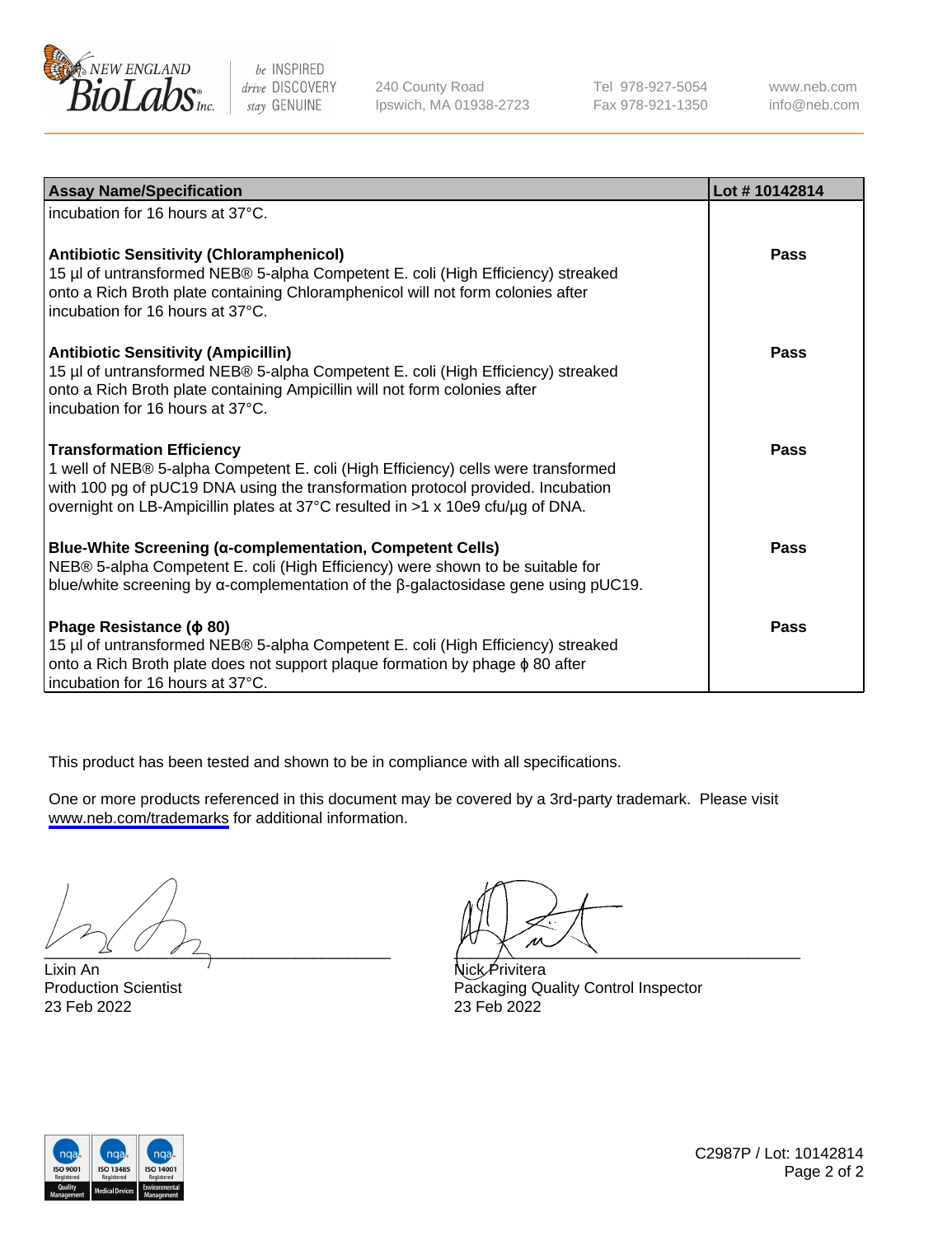| Assay Name/Specification | Lot # 10142814 |
| --- | --- |
| incubation for 16 hours at 37°C. | |
| **Antibiotic Sensitivity (Chloramphenicol)**<br>15 µl of untransformed NEB® 5-alpha Competent E. coli (High Efficiency) streaked onto a Rich Broth plate containing Chloramphenicol will not form colonies after incubation for 16 hours at 37°C. | **Pass** |
| **Antibiotic Sensitivity (Ampicillin)**<br>15 µl of untransformed NEB® 5-alpha Competent E. coli (High Efficiency) streaked onto a Rich Broth plate containing Ampicillin will not form colonies after incubation for 16 hours at 37°C. | **Pass** |
| **Transformation Efficiency**<br>1 well of NEB® 5-alpha Competent E. coli (High Efficiency) cells were transformed with 100 pg of pUC19 DNA using the transformation protocol provided. Incubation overnight on LB-Ampicillin plates at 37°C resulted in >1 x 10e9 cfu/µg of DNA. | **Pass** |
| **Blue-White Screening (α-complementation, Competent Cells)**<br>NEB® 5-alpha Competent E. coli (High Efficiency) were shown to be suitable for blue/white screening by α-complementation of the β-galactosidase gene using pUC19. | **Pass** |
| **Phage Resistance (ϕ 80)**<br>15 µl of untransformed NEB® 5-alpha Competent E. coli (High Efficiency) streaked onto a Rich Broth plate does not support plaque formation by phage ϕ 80 after incubation for 16 hours at 37°C. | **Pass** |

This product has been tested and shown to be in compliance with all specifications.

One or more products referenced in this document may be covered by a 3rd-party trademark. Please visit www.neb.com/trademarks for additional information.

Lixin An
Production Scientist
23 Feb 2022

Nick Privitera
Packaging Quality Control Inspector
23 Feb 2022

C2987P / Lot: 10142814